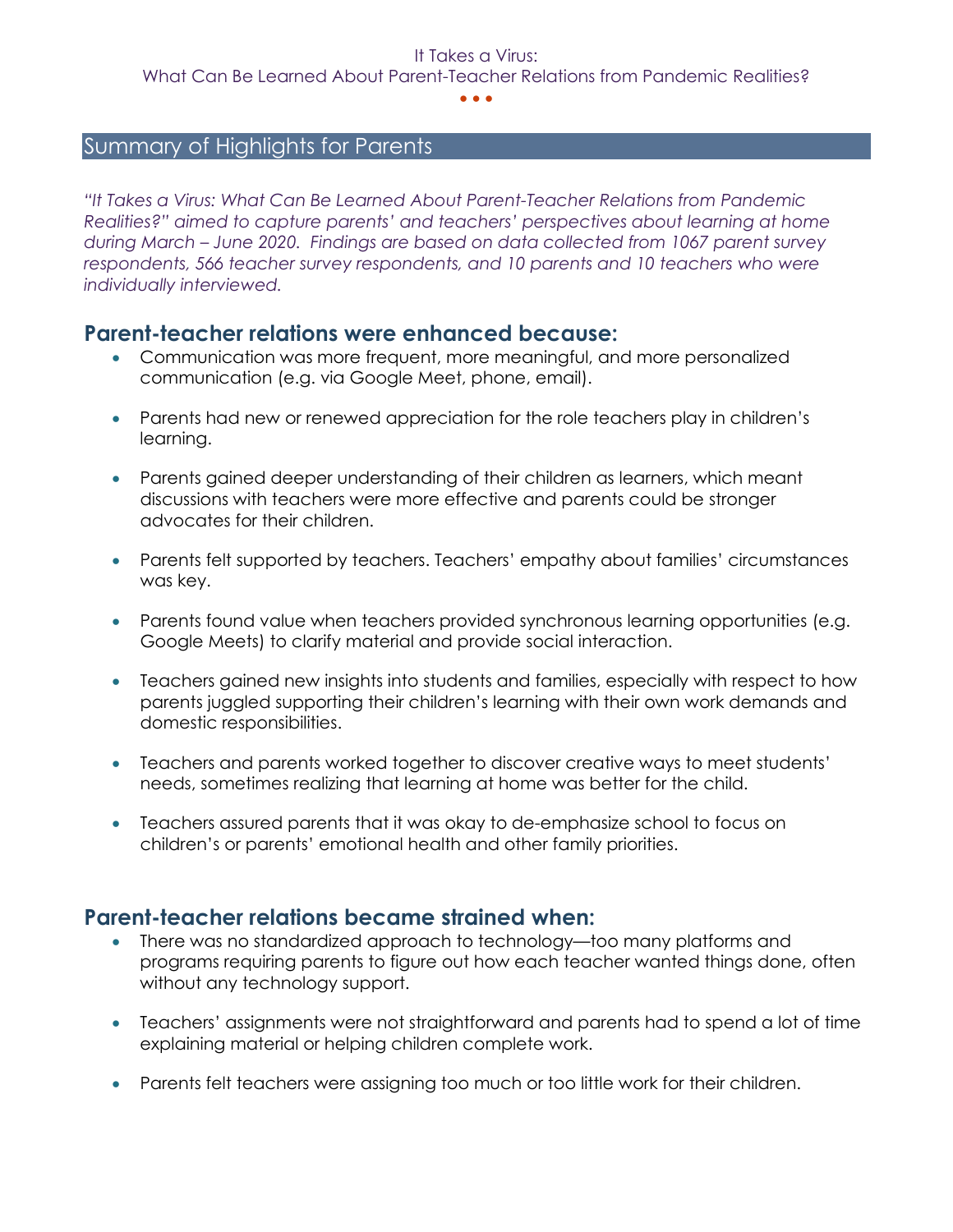## Summary of Highlights for Parents

*"It Takes a Virus: What Can Be Learned About Parent-Teacher Relations from Pandemic Realities?" aimed to capture parents' and teachers' perspectives about learning at home during March – June 2020. Findings are based on data collected from 1067 parent survey respondents, 566 teacher survey respondents, and 10 parents and 10 teachers who were individually interviewed.*

### Parent-teacher relations were enhanced because:

- Communication was more frequent, more meaningful, and more personalized communication (e.g. via Google Meet, phone, email).
- Parents had new or renewed appreciation for the role teachers play in children's learning.
- Parents gained deeper understanding of their children as learners, which meant discussions with teachers were more effective and parents could be stronger advocates for their children.
- Parents felt supported by teachers. Teachers' empathy about families' circumstances was key.
- Parents found value when teachers provided synchronous learning opportunities (e.g. Google Meets) to clarify material and provide social interaction.
- Teachers gained new insights into students and families, especially with respect to how parents juggled supporting their children's learning with their own work demands and domestic responsibilities.
- Teachers and parents worked together to discover creative ways to meet students' needs, sometimes realizing that learning at home was better for the child.
- Teachers assured parents that it was okay to de-emphasize school to focus on children's or parents' emotional health and other family priorities.

### Parent-teacher relations became strained when:

- There was no standardized approach to technology—too many platforms and programs requiring parents to figure out how each teacher wanted things done, often without any technology support.
- Teachers' assignments were not straightforward and parents had to spend a lot of time explaining material or helping children complete work.
- Parents felt teachers were assigning too much or too little work for their children.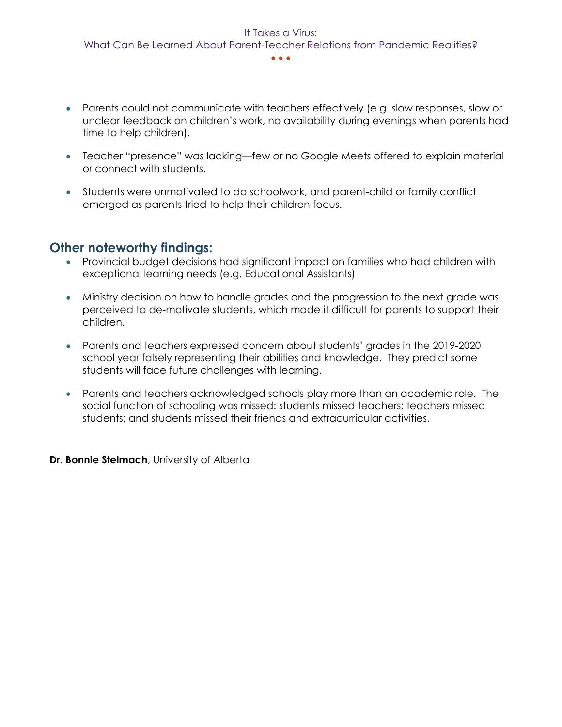- Parents could not communicate with teachers effectively (e.g. slow responses, slow or unclear feedback on children's work, no availability during evenings when parents had time to help children).

- Teacher "presence" was lacking—few or no Google Meets offered to explain material or connect with students.

- Students were unmotivated to do schoolwork, and parent-child or family conflict emerged as parents tried to help their children focus.

## Other noteworthy findings:

- Provincial budget decisions had significant impact on families who had children with exceptional learning needs (e.g. Educational Assistants)

- Ministry decision on how to handle grades and the progression to the next grade was perceived to de-motivate students, which made it difficult for parents to support their children.

- Parents and teachers expressed concern about students' grades in the 2019-2020 school year falsely representing their abilities and knowledge. They predict some students will face future challenges with learning.

- Parents and teachers acknowledged schools play more than an academic role. The social function of schooling was missed: students missed teachers; teachers missed students; and students missed their friends and extracurricular activities.

**Dr. Bonnie Stelmach**, University of Alberta